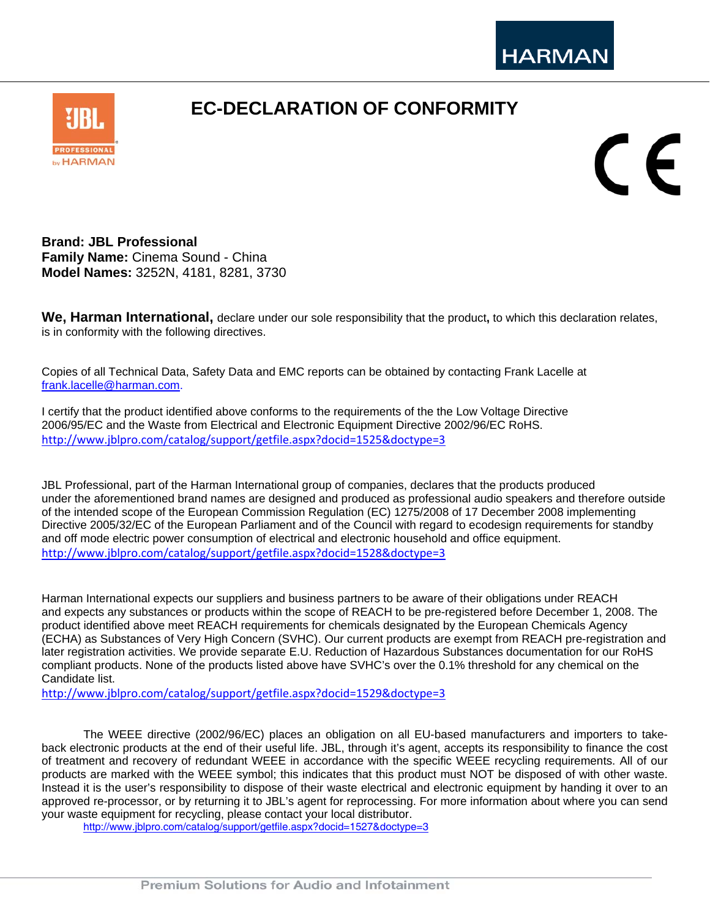# EC-DECLARATION OF CONFORMITY

**Brand: JBL Professional**
**Family Name:** Cinema Sound - China
**Model Names:** 3252N, 4181, 8281, 3730

**We, Harman International,** declare under our sole responsibility that the product**,** to which this declaration relates, is in conformity with the following directives.

Copies of all Technical Data, Safety Data and EMC reports can be obtained by contacting Frank Lacelle at frank.lacelle@harman.com.

I certify that the product identified above conforms to the requirements of the the Low Voltage Directive 2006/95/EC and the Waste from Electrical and Electronic Equipment Directive 2002/96/EC RoHS.
http://www.jblpro.com/catalog/support/getfile.aspx?docid=1525&doctype=3

JBL Professional, part of the Harman International group of companies, declares that the products produced under the aforementioned brand names are designed and produced as professional audio speakers and therefore outside of the intended scope of the European Commission Regulation (EC) 1275/2008 of 17 December 2008 implementing Directive 2005/32/EC of the European Parliament and of the Council with regard to ecodesign requirements for standby and off mode electric power consumption of electrical and electronic household and office equipment.
http://www.jblpro.com/catalog/support/getfile.aspx?docid=1528&doctype=3

Harman International expects our suppliers and business partners to be aware of their obligations under REACH and expects any substances or products within the scope of REACH to be pre-registered before December 1, 2008. The product identified above meet REACH requirements for chemicals designated by the European Chemicals Agency (ECHA) as Substances of Very High Concern (SVHC). Our current products are exempt from REACH pre-registration and later registration activities. We provide separate E.U. Reduction of Hazardous Substances documentation for our RoHS compliant products. None of the products listed above have SVHC's over the 0.1% threshold for any chemical on the Candidate list.
http://www.jblpro.com/catalog/support/getfile.aspx?docid=1529&doctype=3

The WEEE directive (2002/96/EC) places an obligation on all EU-based manufacturers and importers to take-back electronic products at the end of their useful life. JBL, through it's agent, accepts its responsibility to finance the cost of treatment and recovery of redundant WEEE in accordance with the specific WEEE recycling requirements. All of our products are marked with the WEEE symbol; this indicates that this product must NOT be disposed of with other waste. Instead it is the user's responsibility to dispose of their waste electrical and electronic equipment by handing it over to an approved re-processor, or by returning it to JBL's agent for reprocessing. For more information about where you can send your waste equipment for recycling, please contact your local distributor.
http://www.jblpro.com/catalog/support/getfile.aspx?docid=1527&doctype=3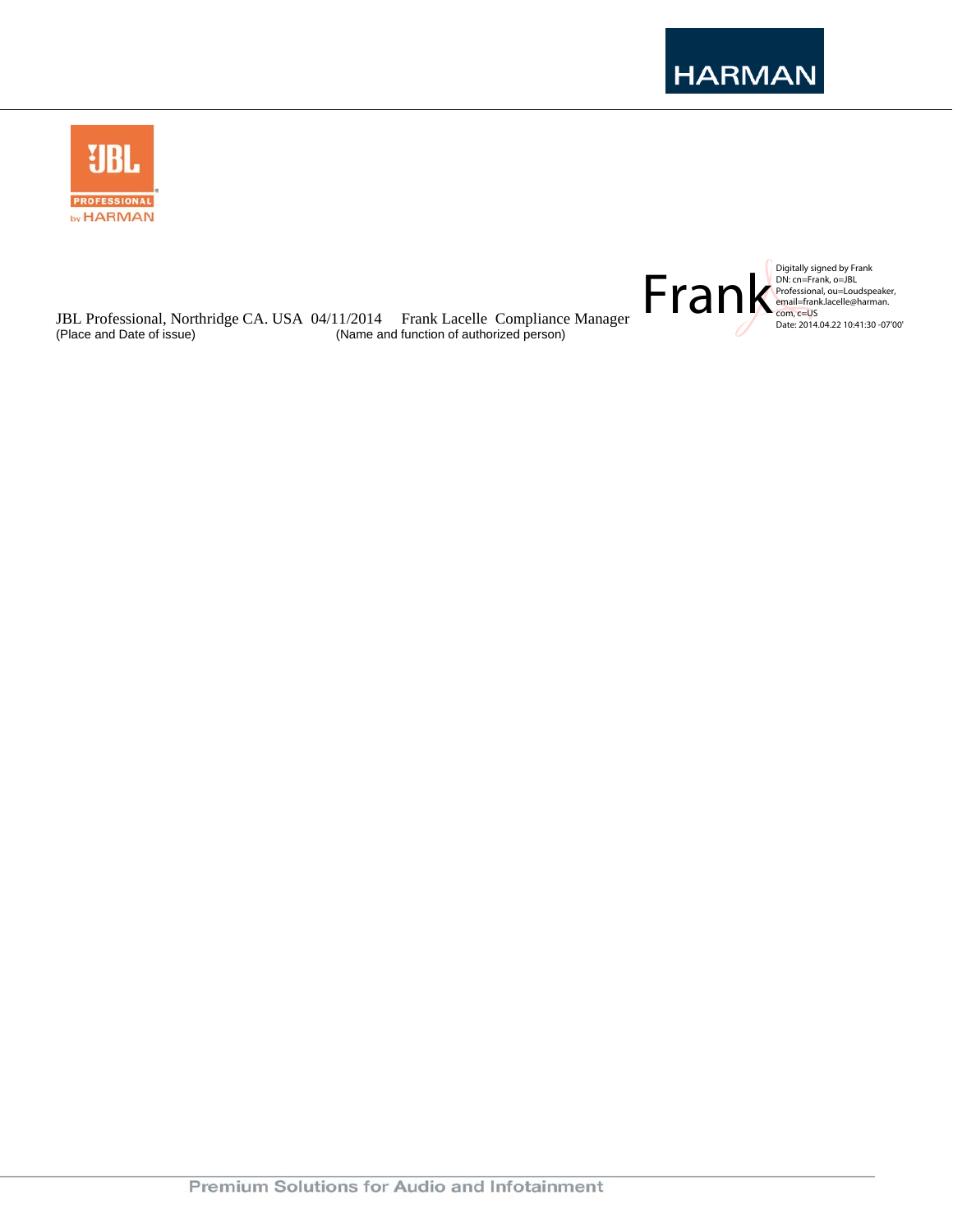JBL Professional, Northridge CA. USA 04/11/2014 Frank Lacelle Compliance Manager

(Place and Date of issue) (Name and function of authorized person)

Frank

Digitally signed by Frank
DN: cn=Frank, o=JBL Professional, ou=Loudspeaker, email=frank.lacelle@harman.com, c=US
Date: 2014.04.22 10:41:30 -07'00'